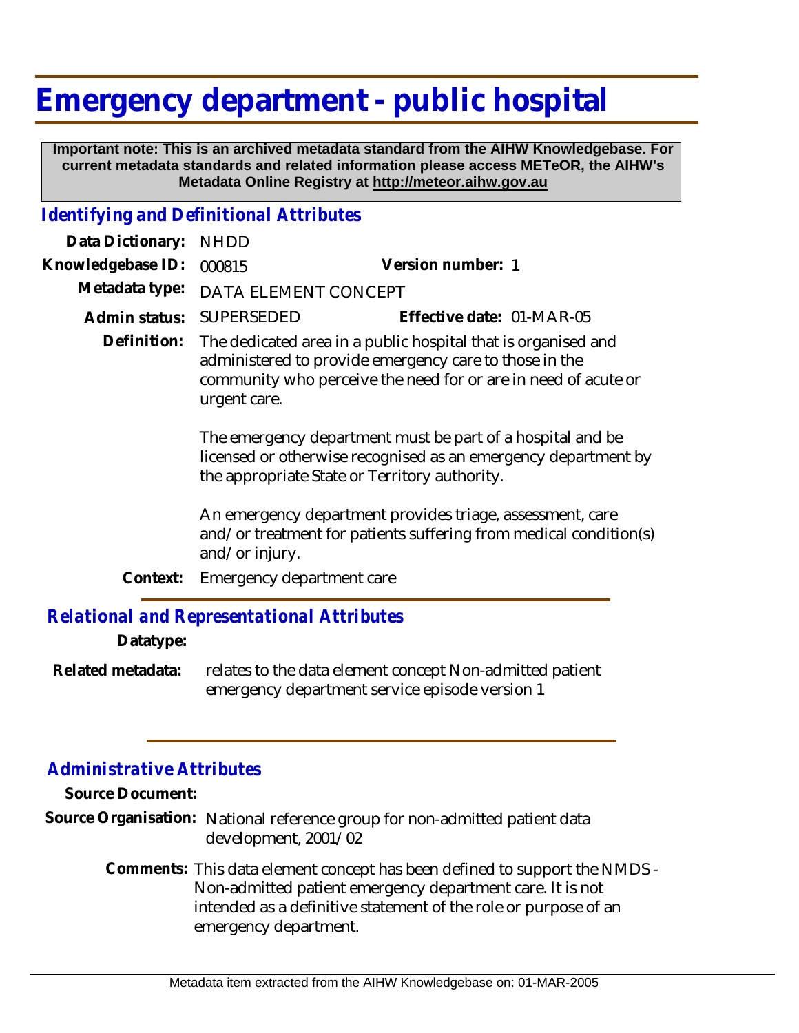# Emergency department - public hospital

**Important note: This is an archived metadata standard from the AIHW Knowledgebase. For current metadata standards and related information please access METeOR, the AIHW's Metadata Online Registry at http://meteor.aihw.gov.au**

## *Identifying and Definitional Attributes*

**Data Dictionary:** NHDD

**Knowledgebase ID:** 000815 **Version number:** 1

**Metadata type:** DATA ELEMENT CONCEPT

**Admin status:** SUPERSEDED **Effective date:** 01-MAR-05

**Definition:** The dedicated area in a public hospital that is organised and administered to provide emergency care to those in the community who perceive the need for or are in need of acute or urgent care.

The emergency department must be part of a hospital and be licensed or otherwise recognised as an emergency department by the appropriate State or Territory authority.

An emergency department provides triage, assessment, care and/or treatment for patients suffering from medical condition(s) and/or injury.

**Context:** Emergency department care

## *Relational and Representational Attributes*

**Datatype:**

**Related metadata:** relates to the data element concept Non-admitted patient emergency department service episode version 1

## *Administrative Attributes*

**Source Document:**

**Source Organisation:** National reference group for non-admitted patient data development, 2001/02

**Comments:** This data element concept has been defined to support the NMDS - Non-admitted patient emergency department care. It is not intended as a definitive statement of the role or purpose of an emergency department.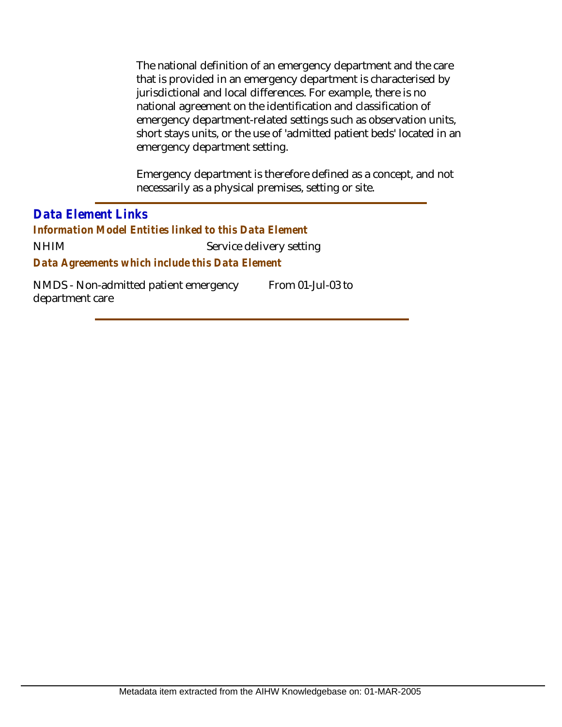The national definition of an emergency department and the care that is provided in an emergency department is characterised by jurisdictional and local differences. For example, there is no national agreement on the identification and classification of emergency department-related settings such as observation units, short stays units, or the use of 'admitted patient beds' located in an emergency department setting.

Emergency department is therefore defined as a concept, and not necessarily as a physical premises, setting or site.

## Data Element Links

### Information Model Entities linked to this Data Element

| | |
|---|---|
| NHIM | Service delivery setting |

### Data Agreements which include this Data Element

| | |
|---|---|
| NMDS - Non-admitted patient emergency department care | From 01-Jul-03 to |

Metadata item extracted from the AIHW Knowledgebase on: 01-MAR-2005